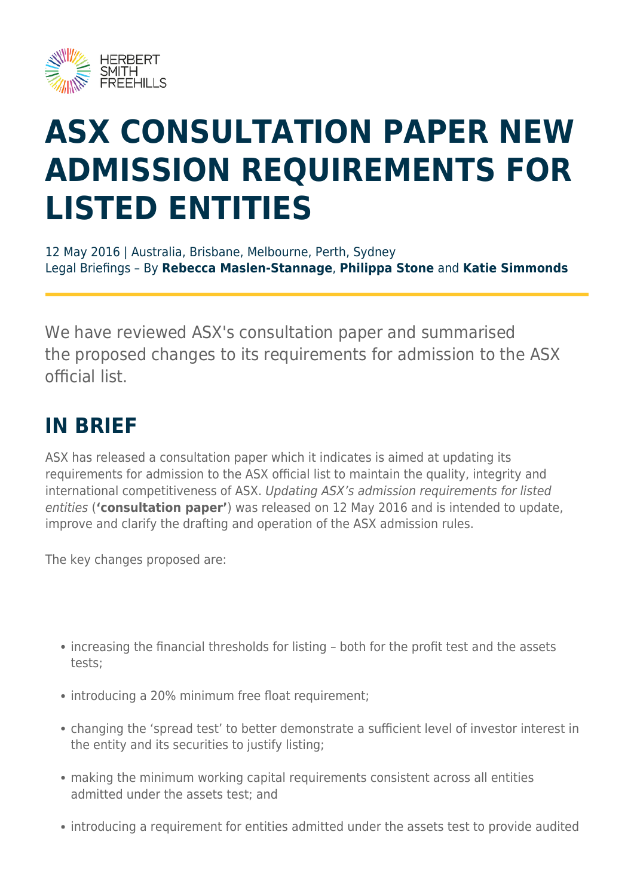# ASX CONSULTATION PAPER NEW ADMISSION REQUIREMENTS FOR LISTED ENTITIES

12 May 2016 | Australia, Brisbane, Melbourne, Perth, Sydney
Legal Briefings – By **Rebecca Maslen-Stannage**, **Philippa Stone** and **Katie Simmonds**

We have reviewed ASX's consultation paper and summarised the proposed changes to its requirements for admission to the ASX official list.

## IN BRIEF

ASX has released a consultation paper which it indicates is aimed at updating its requirements for admission to the ASX official list to maintain the quality, integrity and international competitiveness of ASX. *Updating ASX's admission requirements for listed entities* (**'consultation paper'**) was released on 12 May 2016 and is intended to update, improve and clarify the drafting and operation of the ASX admission rules.

The key changes proposed are:

- increasing the financial thresholds for listing – both for the profit test and the assets tests;
- introducing a 20% minimum free float requirement;
- changing the 'spread test' to better demonstrate a sufficient level of investor interest in the entity and its securities to justify listing;
- making the minimum working capital requirements consistent across all entities admitted under the assets test; and
- introducing a requirement for entities admitted under the assets test to provide audited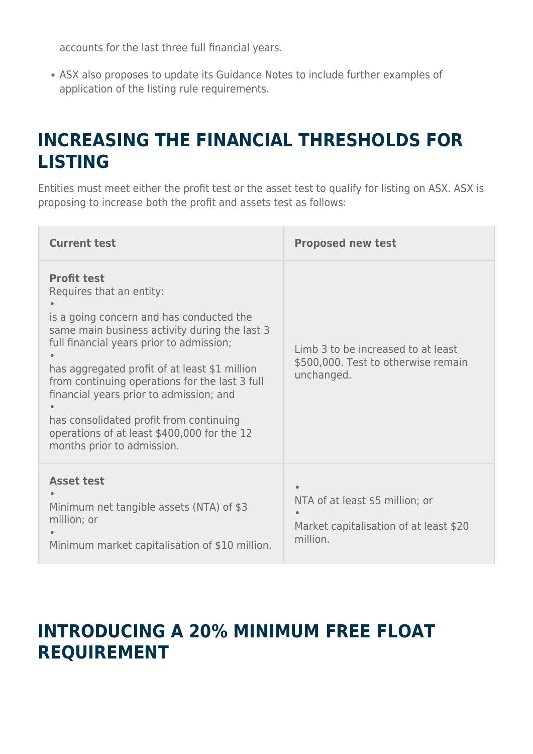accounts for the last three full financial years.

- ASX also proposes to update its Guidance Notes to include further examples of application of the listing rule requirements.

## INCREASING THE FINANCIAL THRESHOLDS FOR LISTING

Entities must meet either the profit test or the asset test to qualify for listing on ASX. ASX is proposing to increase both the profit and assets test as follows:

| Current test | Proposed new test |
|---|---|
| **Profit test**<br>Requires that an entity:<br>• is a going concern and has conducted the same main business activity during the last 3 full financial years prior to admission;<br>• has aggregated profit of at least $1 million from continuing operations for the last 3 full financial years prior to admission; and<br>• has consolidated profit from continuing operations of at least $400,000 for the 12 months prior to admission. | Limb 3 to be increased to at least $500,000. Test to otherwise remain unchanged. |
| **Asset test**<br>• Minimum net tangible assets (NTA) of $3 million; or<br>• Minimum market capitalisation of $10 million. | • NTA of at least $5 million; or<br>• Market capitalisation of at least $20 million. |

## INTRODUCING A 20% MINIMUM FREE FLOAT REQUIREMENT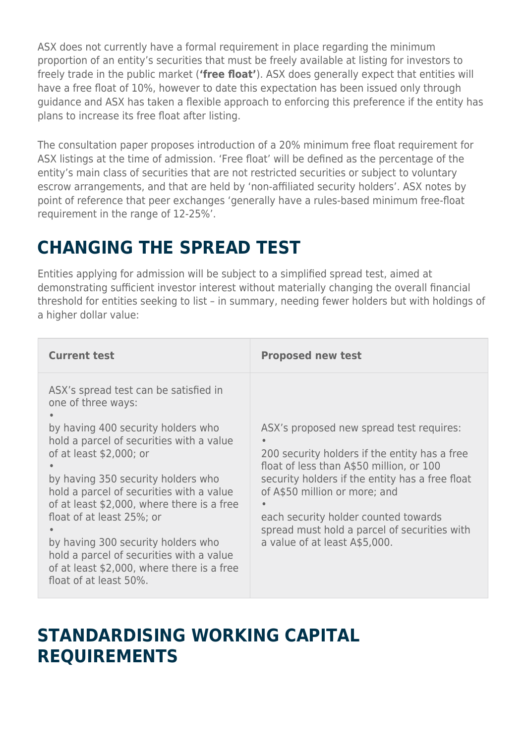ASX does not currently have a formal requirement in place regarding the minimum proportion of an entity's securities that must be freely available at listing for investors to freely trade in the public market (**'free float'**). ASX does generally expect that entities will have a free float of 10%, however to date this expectation has been issued only through guidance and ASX has taken a flexible approach to enforcing this preference if the entity has plans to increase its free float after listing.

The consultation paper proposes introduction of a 20% minimum free float requirement for ASX listings at the time of admission. 'Free float' will be defined as the percentage of the entity's main class of securities that are not restricted securities or subject to voluntary escrow arrangements, and that are held by 'non-affiliated security holders'. ASX notes by point of reference that peer exchanges 'generally have a rules-based minimum free-float requirement in the range of 12-25%'.

## CHANGING THE SPREAD TEST

Entities applying for admission will be subject to a simplified spread test, aimed at demonstrating sufficient investor interest without materially changing the overall financial threshold for entities seeking to list – in summary, needing fewer holders but with holdings of a higher dollar value:

| Current test | Proposed new test |
| --- | --- |
| ASX's spread test can be satisfied in one of three ways:<br>• by having 400 security holders who hold a parcel of securities with a value of at least $2,000; or<br>• by having 350 security holders who hold a parcel of securities with a value of at least $2,000, where there is a free float of at least 25%; or<br>• by having 300 security holders who hold a parcel of securities with a value of at least $2,000, where there is a free float of at least 50%. | ASX's proposed new spread test requires:<br>• 200 security holders if the entity has a free float of less than A$50 million, or 100 security holders if the entity has a free float of A$50 million or more; and<br>• each security holder counted towards spread must hold a parcel of securities with a value of at least A$5,000. |

## STANDARDISING WORKING CAPITAL REQUIREMENTS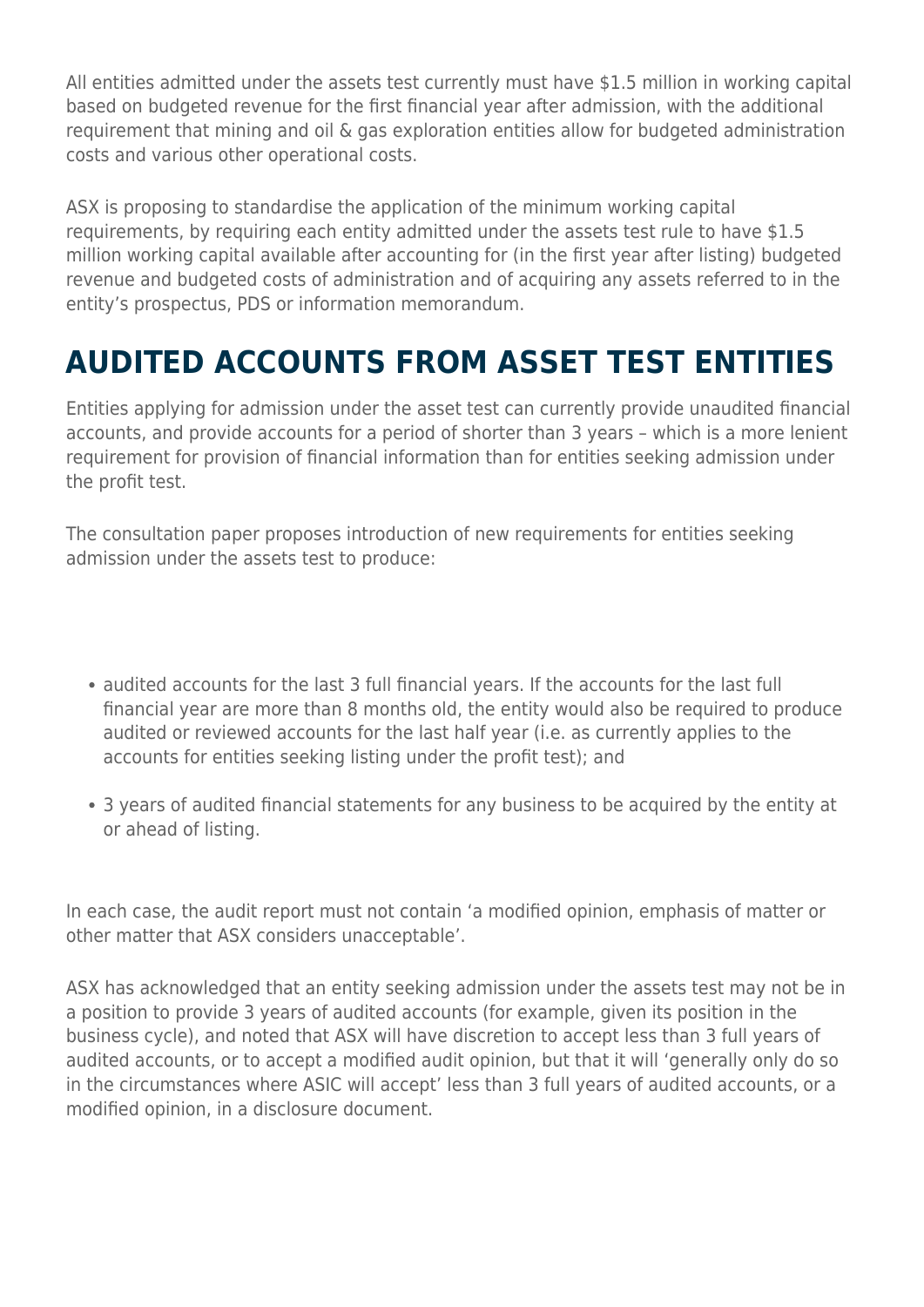All entities admitted under the assets test currently must have $1.5 million in working capital based on budgeted revenue for the first financial year after admission, with the additional requirement that mining and oil & gas exploration entities allow for budgeted administration costs and various other operational costs.

ASX is proposing to standardise the application of the minimum working capital requirements, by requiring each entity admitted under the assets test rule to have $1.5 million working capital available after accounting for (in the first year after listing) budgeted revenue and budgeted costs of administration and of acquiring any assets referred to in the entity's prospectus, PDS or information memorandum.

## AUDITED ACCOUNTS FROM ASSET TEST ENTITIES

Entities applying for admission under the asset test can currently provide unaudited financial accounts, and provide accounts for a period of shorter than 3 years – which is a more lenient requirement for provision of financial information than for entities seeking admission under the profit test.

The consultation paper proposes introduction of new requirements for entities seeking admission under the assets test to produce:

- audited accounts for the last 3 full financial years. If the accounts for the last full financial year are more than 8 months old, the entity would also be required to produce audited or reviewed accounts for the last half year (i.e. as currently applies to the accounts for entities seeking listing under the profit test); and
- 3 years of audited financial statements for any business to be acquired by the entity at or ahead of listing.

In each case, the audit report must not contain 'a modified opinion, emphasis of matter or other matter that ASX considers unacceptable'.

ASX has acknowledged that an entity seeking admission under the assets test may not be in a position to provide 3 years of audited accounts (for example, given its position in the business cycle), and noted that ASX will have discretion to accept less than 3 full years of audited accounts, or to accept a modified audit opinion, but that it will 'generally only do so in the circumstances where ASIC will accept' less than 3 full years of audited accounts, or a modified opinion, in a disclosure document.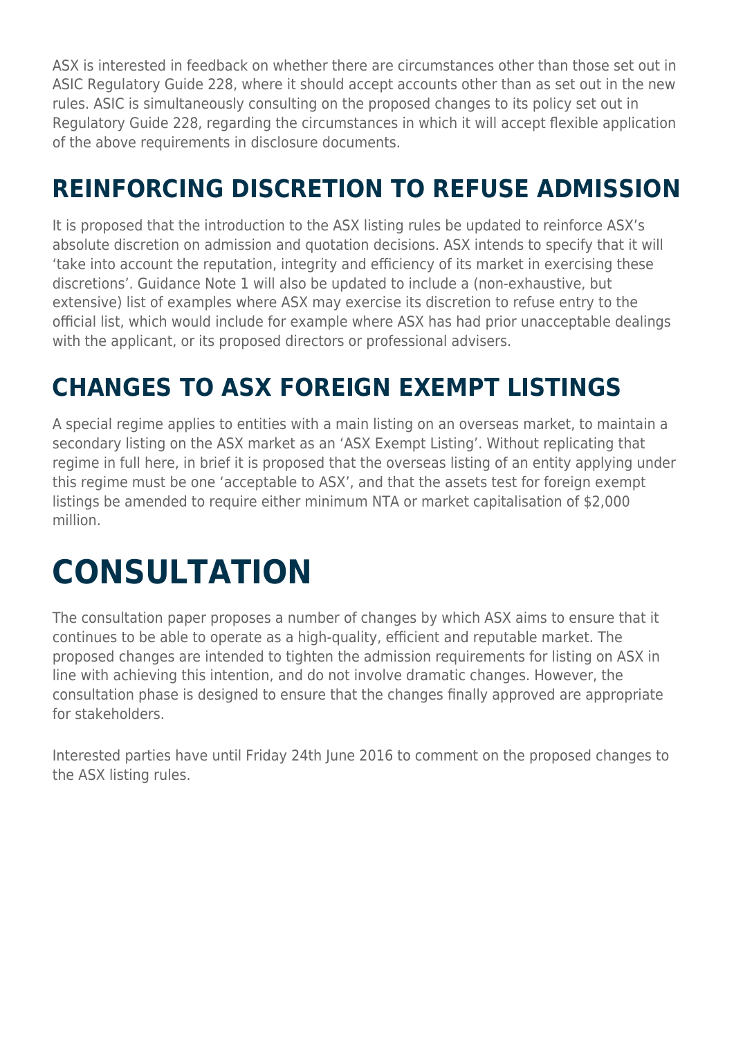ASX is interested in feedback on whether there are circumstances other than those set out in ASIC Regulatory Guide 228, where it should accept accounts other than as set out in the new rules. ASIC is simultaneously consulting on the proposed changes to its policy set out in Regulatory Guide 228, regarding the circumstances in which it will accept flexible application of the above requirements in disclosure documents.

## REINFORCING DISCRETION TO REFUSE ADMISSION

It is proposed that the introduction to the ASX listing rules be updated to reinforce ASX's absolute discretion on admission and quotation decisions. ASX intends to specify that it will 'take into account the reputation, integrity and efficiency of its market in exercising these discretions'. Guidance Note 1 will also be updated to include a (non-exhaustive, but extensive) list of examples where ASX may exercise its discretion to refuse entry to the official list, which would include for example where ASX has had prior unacceptable dealings with the applicant, or its proposed directors or professional advisers.

## CHANGES TO ASX FOREIGN EXEMPT LISTINGS

A special regime applies to entities with a main listing on an overseas market, to maintain a secondary listing on the ASX market as an 'ASX Exempt Listing'. Without replicating that regime in full here, in brief it is proposed that the overseas listing of an entity applying under this regime must be one 'acceptable to ASX', and that the assets test for foreign exempt listings be amended to require either minimum NTA or market capitalisation of $2,000 million.

# CONSULTATION

The consultation paper proposes a number of changes by which ASX aims to ensure that it continues to be able to operate as a high-quality, efficient and reputable market. The proposed changes are intended to tighten the admission requirements for listing on ASX in line with achieving this intention, and do not involve dramatic changes. However, the consultation phase is designed to ensure that the changes finally approved are appropriate for stakeholders.

Interested parties have until Friday 24th June 2016 to comment on the proposed changes to the ASX listing rules.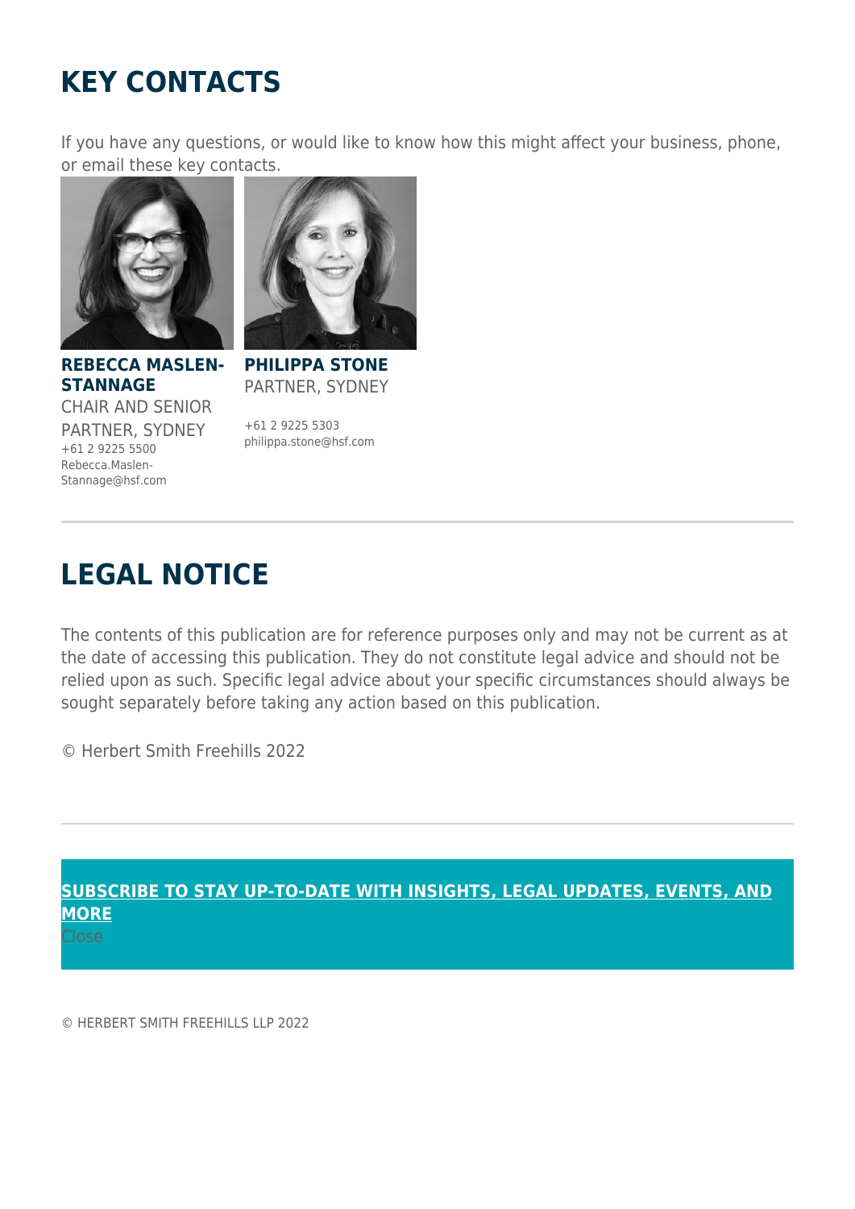# KEY CONTACTS

If you have any questions, or would like to know how this might affect your business, phone, or email these key contacts.

**REBECCA MASLEN-STANNAGE**
CHAIR AND SENIOR PARTNER, SYDNEY
+61 2 9225 5500
Rebecca.Maslen-Stannage@hsf.com

**PHILIPPA STONE**
PARTNER, SYDNEY

+61 2 9225 5303
philippa.stone@hsf.com

# LEGAL NOTICE

The contents of this publication are for reference purposes only and may not be current as at the date of accessing this publication. They do not constitute legal advice and should not be relied upon as such. Specific legal advice about your specific circumstances should always be sought separately before taking any action based on this publication.

© Herbert Smith Freehills 2022

**SUBSCRIBE TO STAY UP-TO-DATE WITH INSIGHTS, LEGAL UPDATES, EVENTS, AND MORE**
Close

© HERBERT SMITH FREEHILLS LLP 2022